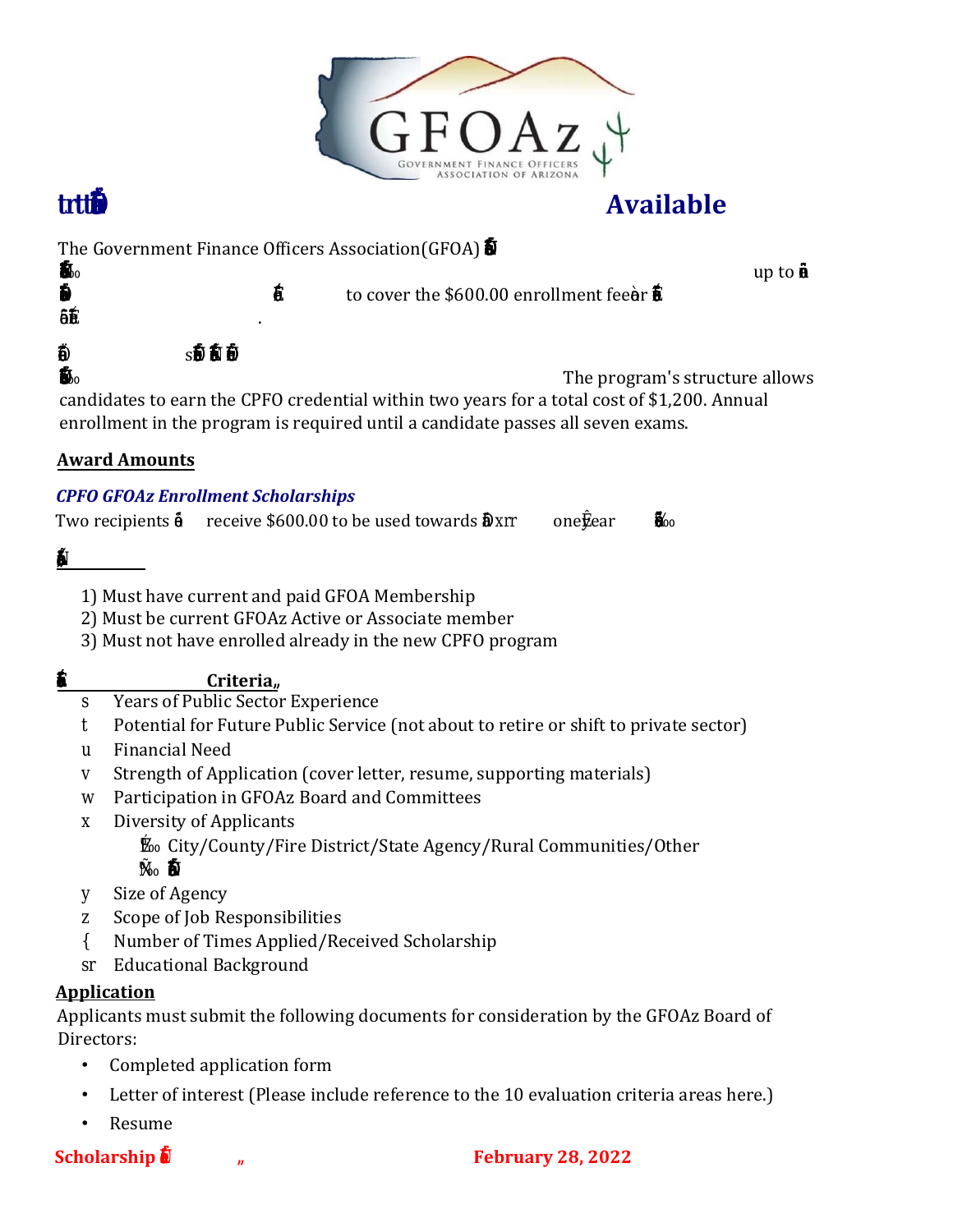# Available

The Government Finance Officers Association(GFOA)

up to

to cover the $600.00 enrollment fee

The program's structure allows candidates to earn the CPFO credential within two years for a total cost of $1,200. Annual enrollment in the program is required until a candidate passes all seven exams.

## Award Amounts

***CPFO GFOAz Enrollment Scholarships***

Two recipients receive $600.00 to be used towards one year

1) Must have current and paid GFOA Membership
2) Must be current GFOAz Active or Associate member
3) Must not have enrolled already in the new CPFO program

## Criteria

- Years of Public Sector Experience
- Potential for Future Public Service (not about to retire or shift to private sector)
- Financial Need
- Strength of Application (cover letter, resume, supporting materials)
- Participation in GFOAz Board and Committees
- Diversity of Applicants
  - City/County/Fire District/State Agency/Rural Communities/Other
- Size of Agency
- Scope of Job Responsibilities
- Number of Times Applied/Received Scholarship
- Educational Background

## Application

Applicants must submit the following documents for consideration by the GFOAz Board of Directors:

- Completed application form
- Letter of interest (Please include reference to the 10 evaluation criteria areas here.)
- Resume

**Scholarship** **February 28, 2022**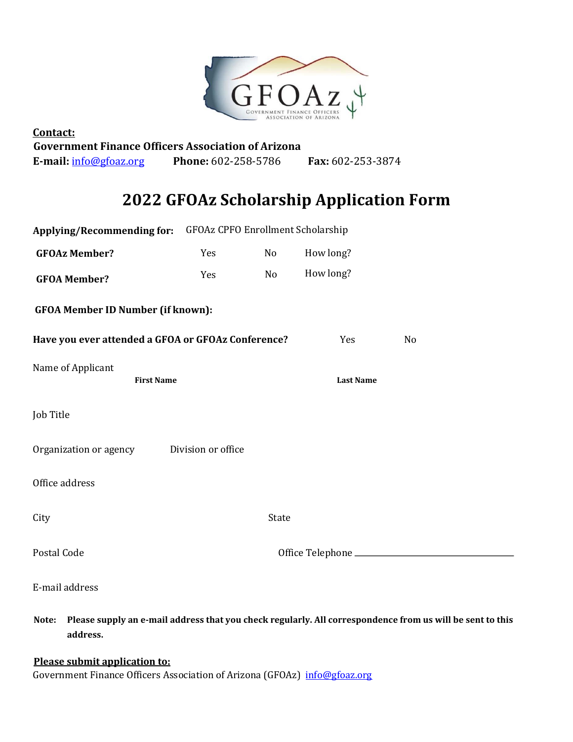**Contact:**
**Government Finance Officers Association of Arizona**
**E-mail:** info@gfoaz.org **Phone:** 602-258-5786 **Fax:** 602-253-3874

# 2022 GFOAz Scholarship Application Form

**Applying/Recommending for:** GFOAz CPFO Enrollment Scholarship

**GFOAz Member?** Yes No How long?

**GFOA Member?** Yes No How long?

**GFOA Member ID Number (if known):**

**Have you ever attended a GFOA or GFOAz Conference?** Yes No

Name of Applicant
**First Name** **Last Name**

Job Title

Organization or agency Division or office

Office address

City State

Postal Code Office Telephone ____________________

E-mail address

**Note: Please supply an e-mail address that you check regularly. All correspondence from us will be sent to this address.**

**Please submit application to:**
Government Finance Officers Association of Arizona (GFOAz) info@gfoaz.org